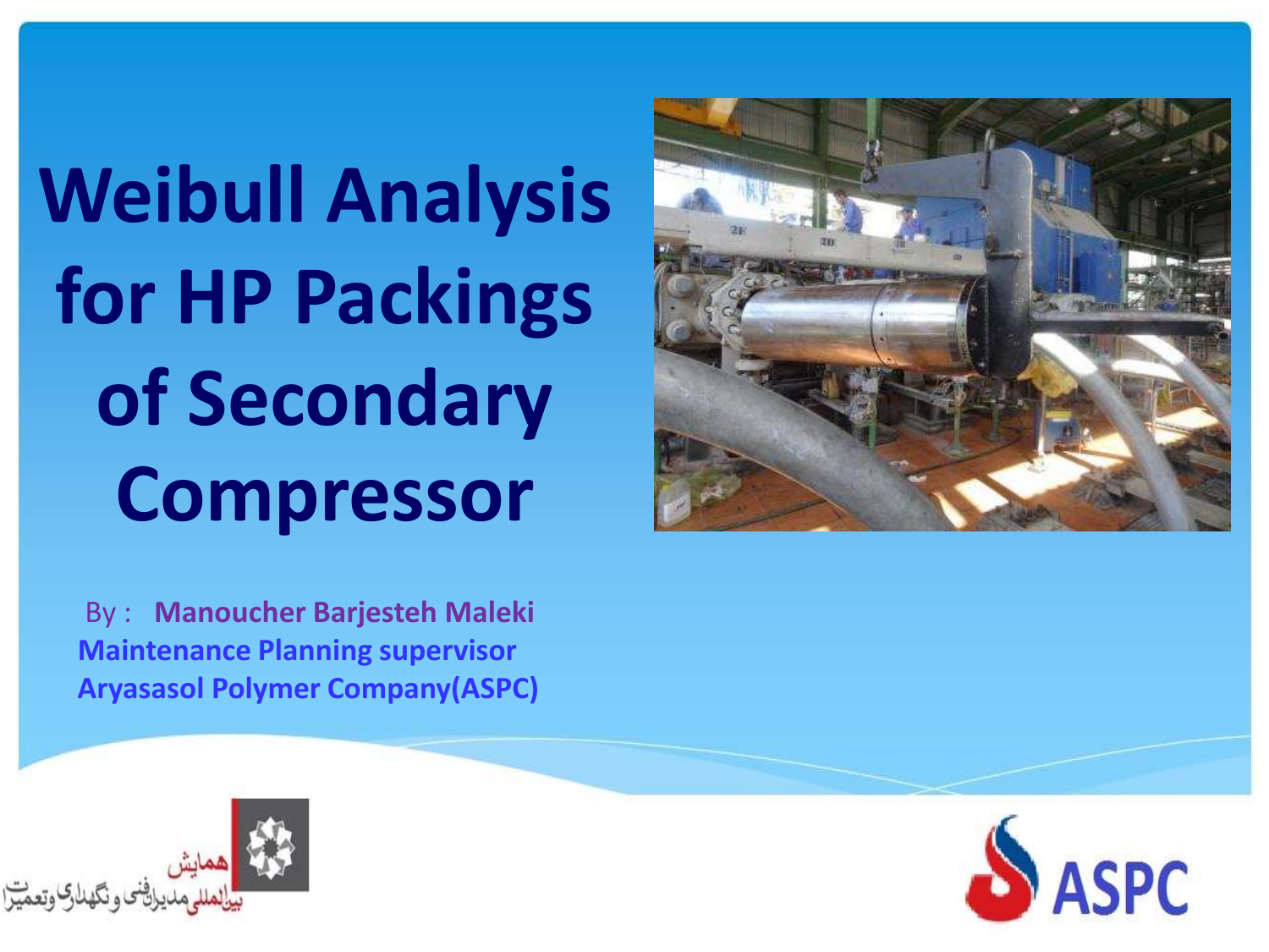# Weibull Analysis for HP Packings of Secondary Compressor

By : **Manoucher Barjesteh Maleki**
**Maintenance Planning supervisor**
**Aryasasol Polymer Company(ASPC)**

همایش بین‌المللی مدیریت فنی و نگهداری و تعمیرات

ASPC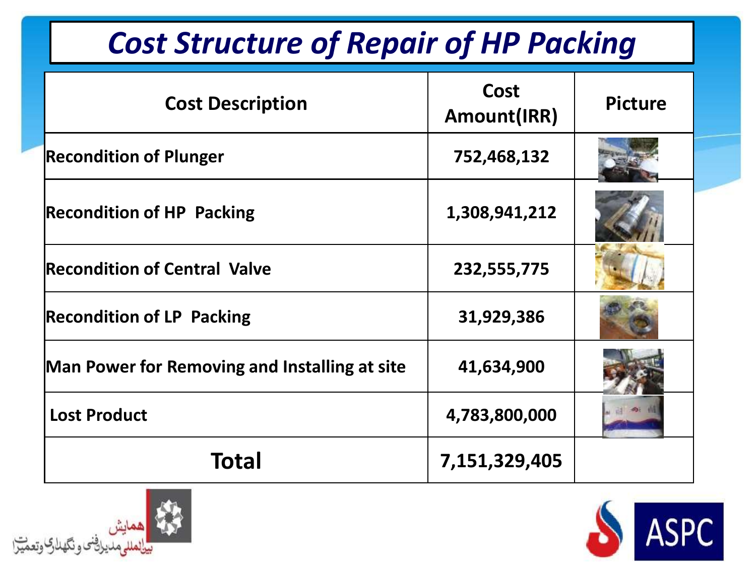# Cost Structure of Repair of HP Packing

| Cost Description | Cost Amount(IRR) | Picture |
| --- | --- | --- |
| Recondition of Plunger | 752,468,132 | |
| Recondition of HP Packing | 1,308,941,212 | |
| Recondition of Central Valve | 232,555,775 | |
| Recondition of LP Packing | 31,929,386 | |
| Man Power for Removing and Installing at site | 41,634,900 | |
| Lost Product | 4,783,800,000 | |
| **Total** | **7,151,329,405** | |

همایش بین‌المللی مدیران فنی و نگهداری و تعمیرات

ASPC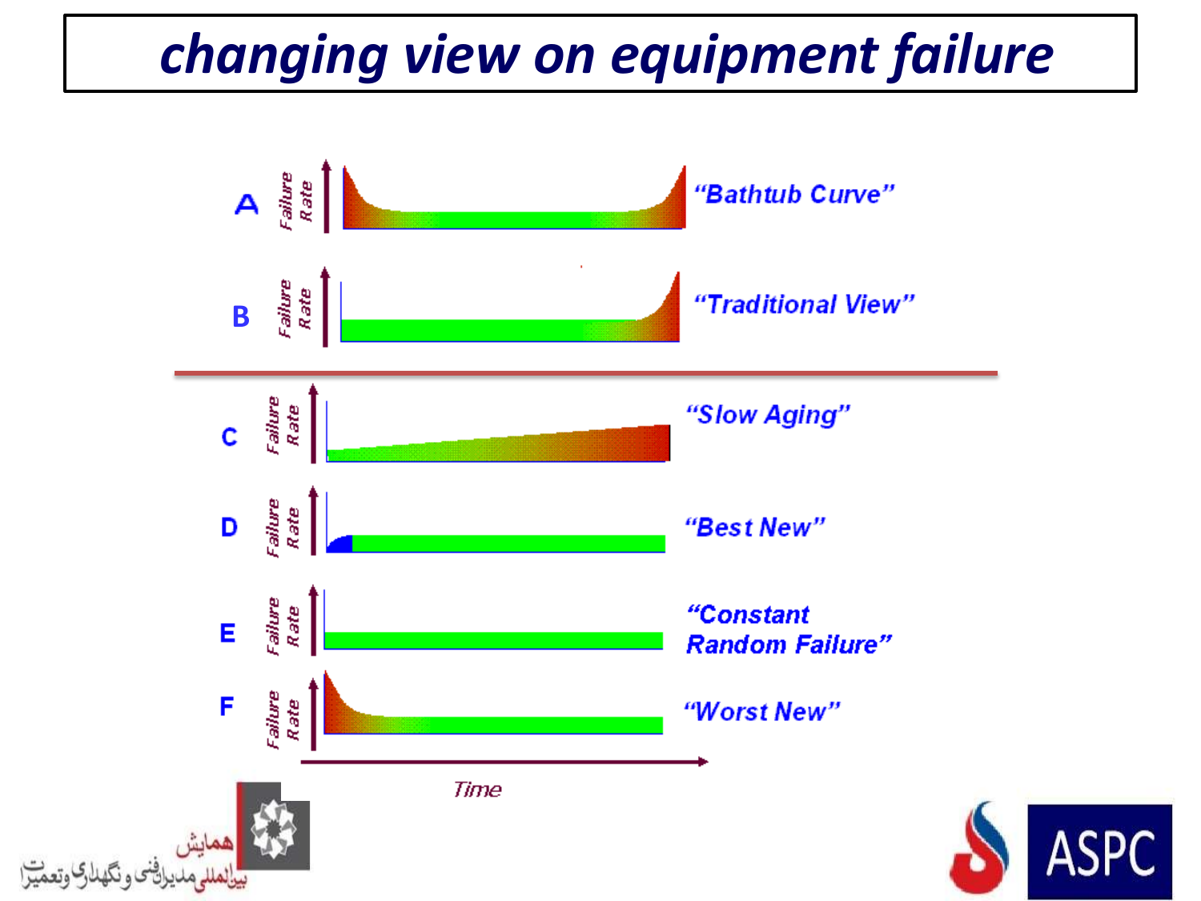# changing view on equipment failure

- A — Failure Rate — "Bathtub Curve"
- B — Failure Rate — "Traditional View"
- C — Failure Rate — "Slow Aging"
- D — Failure Rate — "Best New"
- E — Failure Rate — "Constant Random Failure"
- F — Failure Rate — "Worst New"

Time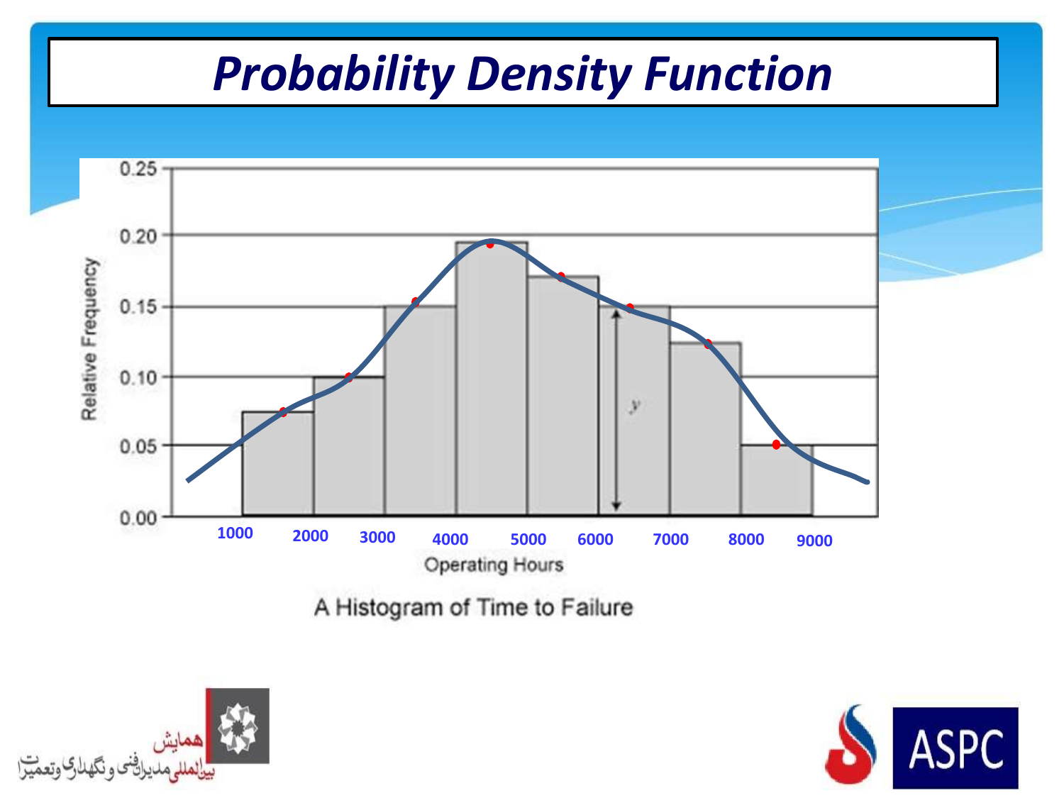# *Probability Density Function*

A Histogram of Time to Failure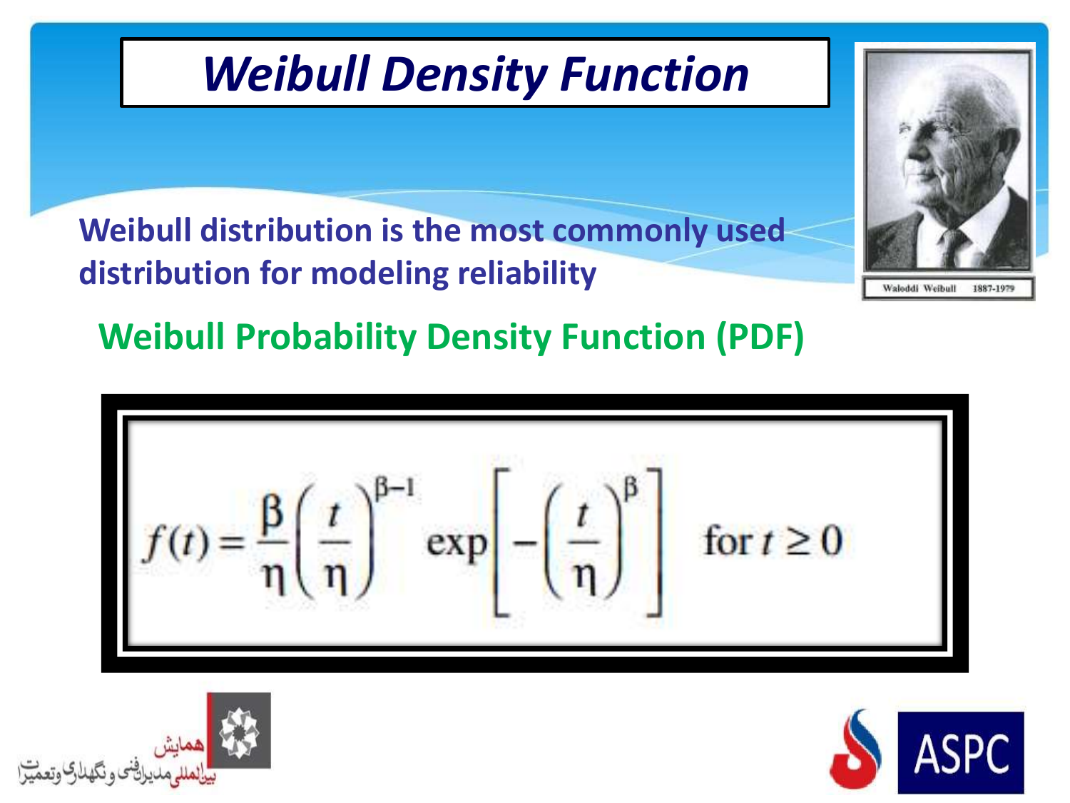# *Weibull Density Function*

**Weibull distribution is the most commonly used distribution for modeling reliability**

Waloddi Weibull 1887-1979

## Weibull Probability Density Function (PDF)

$$f(t) = \frac{\beta}{\eta}\left(\frac{t}{\eta}\right)^{\beta-1} \exp\left[-\left(\frac{t}{\eta}\right)^{\beta}\right] \quad \text{for } t \geq 0$$

همایش بین‌المللی مدیران فنی و نگهداری و تعمیرات

ASPC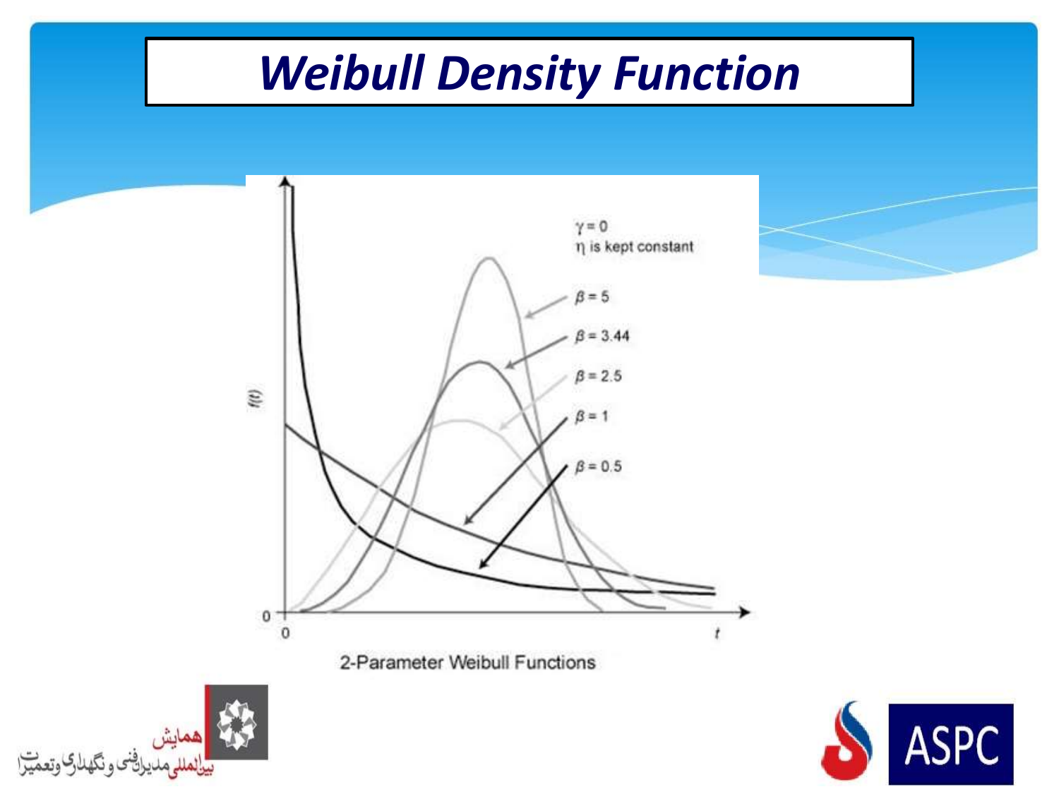# *Weibull Density Function*

$\gamma = 0$
$\eta$ is kept constant

$\beta = 5$
$\beta = 3.44$
$\beta = 2.5$
$\beta = 1$
$\beta = 0.5$

$f(t)$

0

0

$t$

2-Parameter Weibull Functions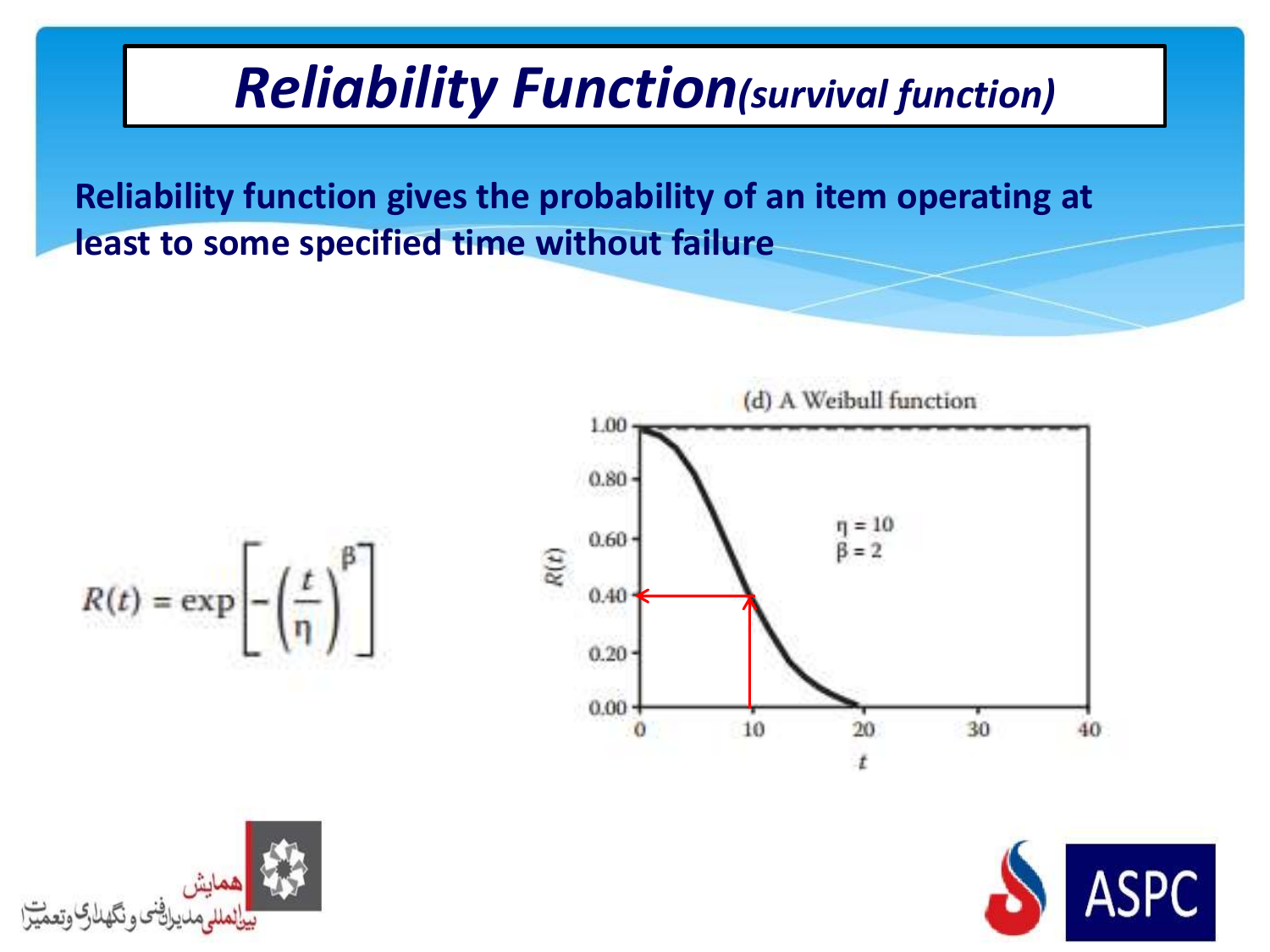# *Reliability Function(survival function)*

**Reliability function gives the probability of an item operating at least to some specified time without failure**

$$R(t) = \exp\left[-\left(\frac{t}{\eta}\right)^{\beta}\right]$$

(d) A Weibull function

$\eta = 10$
$\beta = 2$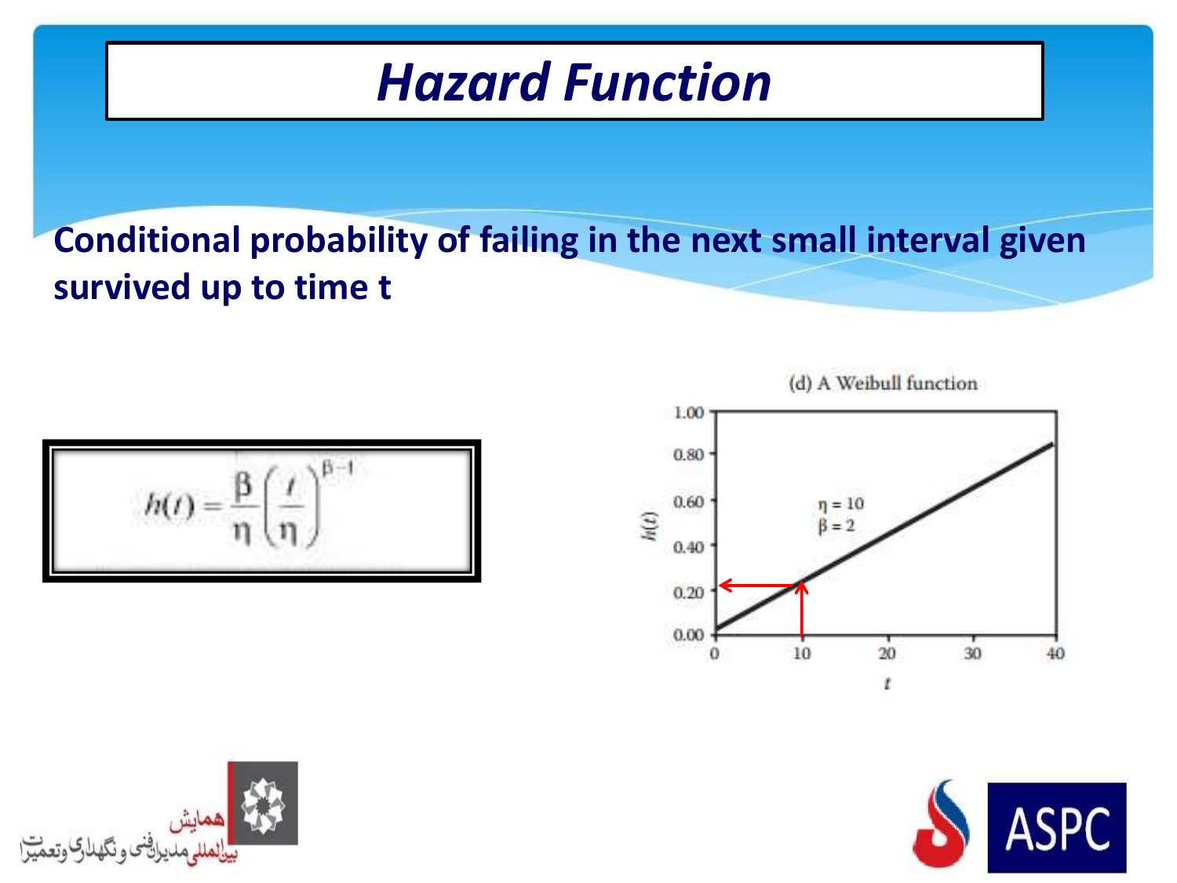# Hazard Function

**Conditional probability of failing in the next small interval given survived up to time t**

$$h(t) = \frac{\beta}{\eta}\left(\frac{t}{\eta}\right)^{\beta-1}$$

(d) A Weibull function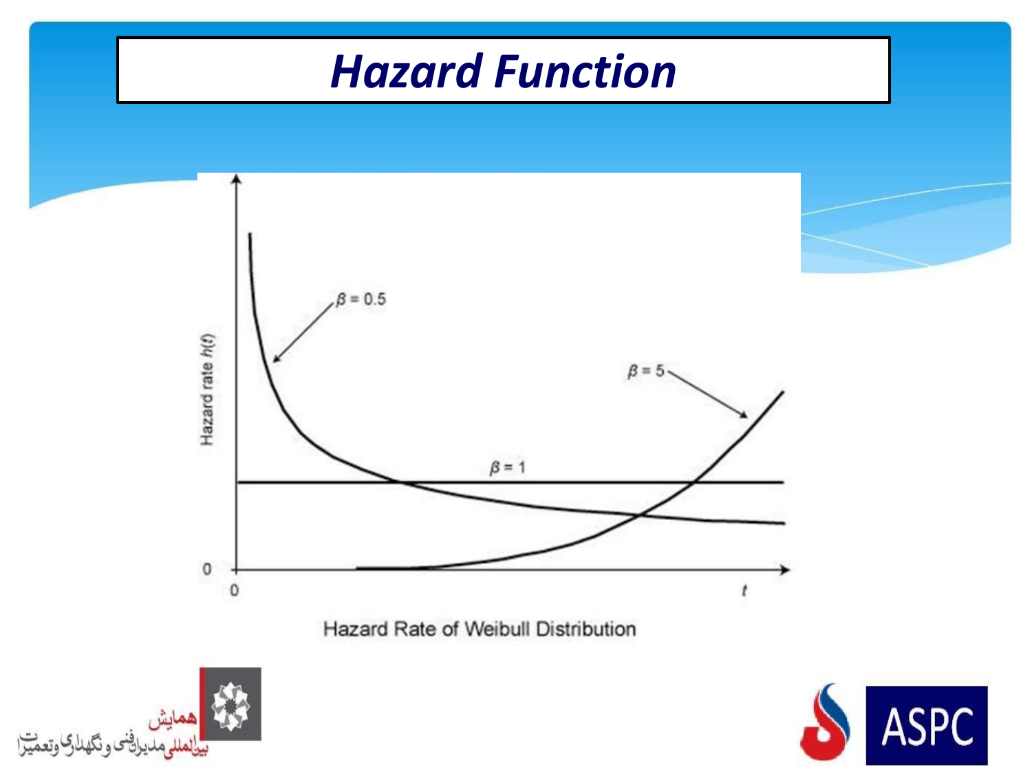# Hazard Function

Hazard rate $h(t)$

$\beta = 0.5$

$\beta = 5$

$\beta = 1$

0

0

$t$

Hazard Rate of Weibull Distribution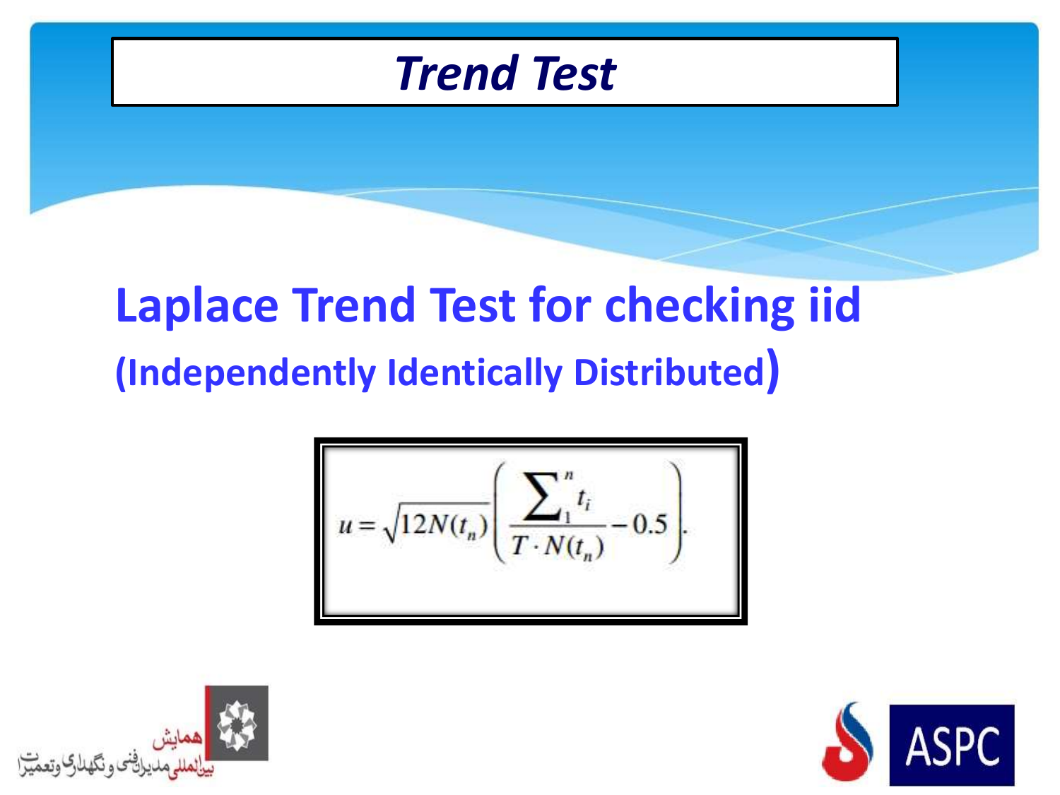# Trend Test

## Laplace Trend Test for checking iid (Independently Identically Distributed)

$$u = \sqrt{12N(t_n)}\left(\frac{\sum_{1}^{n} t_i}{T \cdot N(t_n)} - 0.5\right).$$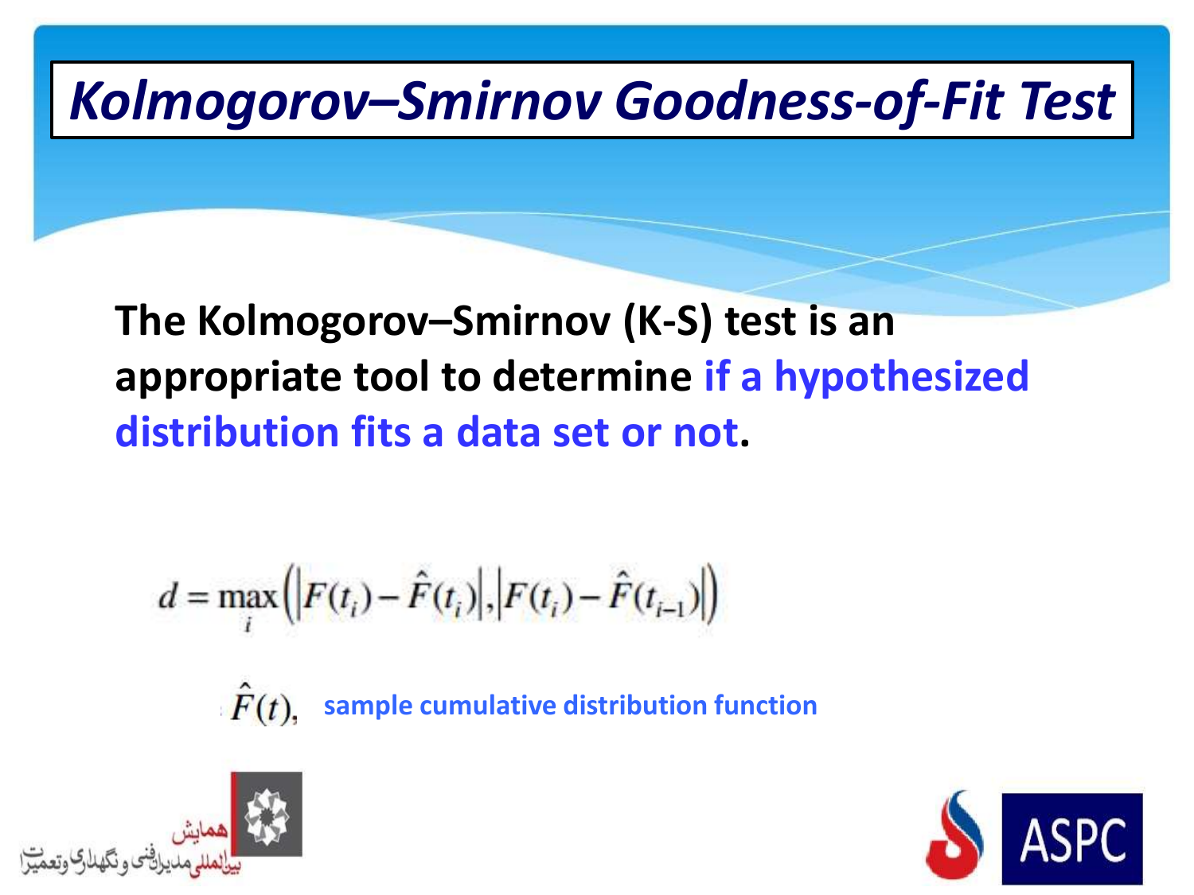# *Kolmogorov–Smirnov Goodness-of-Fit Test*

**The Kolmogorov–Smirnov (K-S) test is an appropriate tool to determine if a hypothesized distribution fits a data set or not.**

$$d = \max_i \left( \left| F(t_i) - \hat{F}(t_i) \right|, \left| F(t_i) - \hat{F}(t_{i-1}) \right| \right)$$

$\hat{F}(t)$, **sample cumulative distribution function**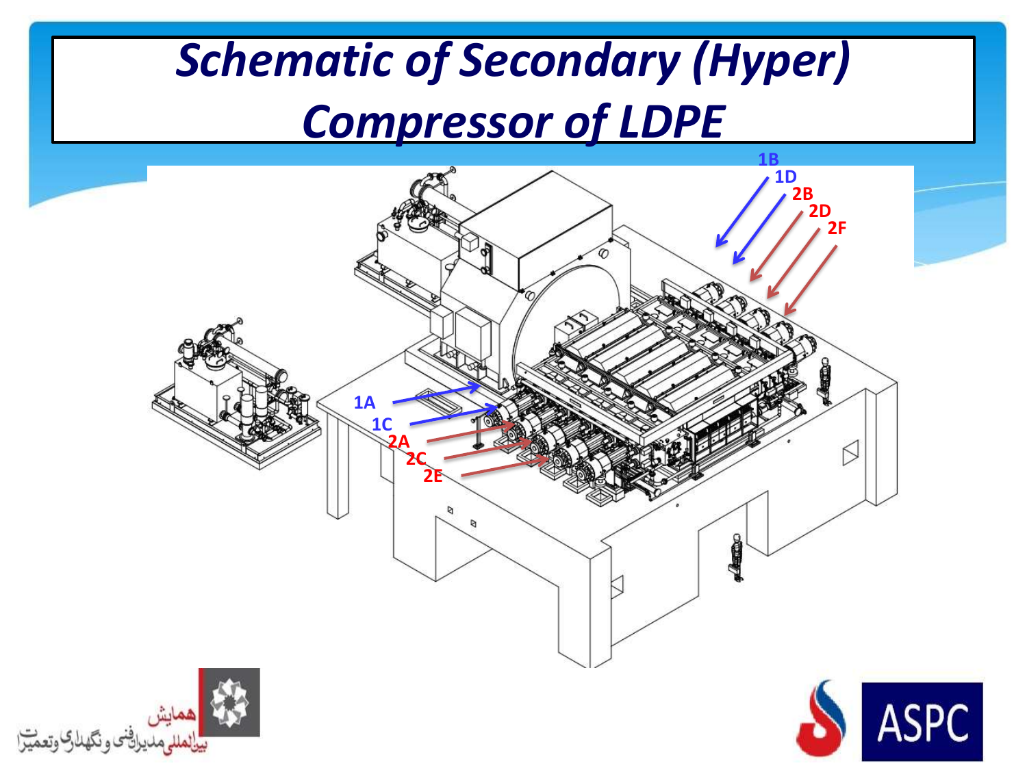# Schematic of Secondary (Hyper) Compressor of LDPE

1B
1D
2B
2D
2F

1A
1C
2A
2C
2E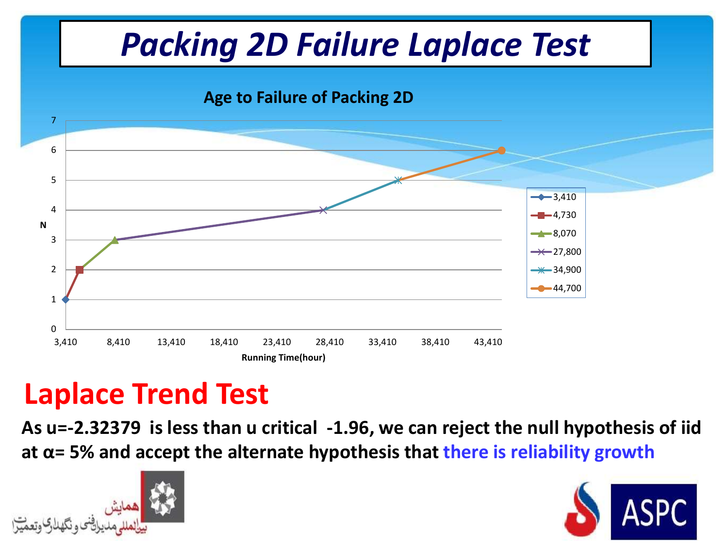# Packing 2D Failure Laplace Test

**Age to Failure of Packing 2D**

| Running Time (hour) | N |
|---|---|
| 3,410 | 1 |
| 4,730 | 2 |
| 8,070 | 3 |
| 27,800 | 4 |
| 34,900 | 5 |
| 44,700 | 6 |

## Laplace Trend Test

**As u=-2.32379 is less than u critical -1.96, we can reject the null hypothesis of iid at α= 5% and accept the alternate hypothesis that there is reliability growth**

همایش بین‌المللی مدیریت فنی و نگهداری و تعمیرات

ASPC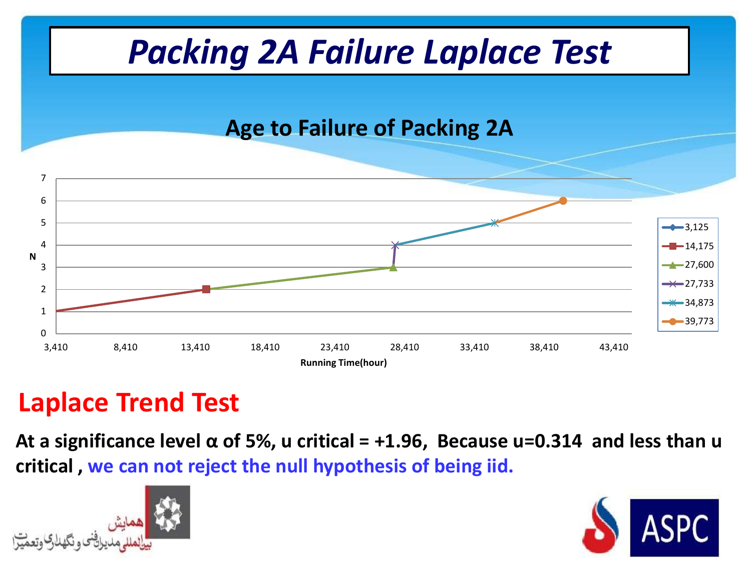# Packing 2A Failure Laplace Test

## Age to Failure of Packing 2A

| N | Running Time(hour) |
|---|---|
| 1 | 3,125 |
| 2 | 14,175 |
| 3 | 27,600 |
| 4 | 27,733 |
| 5 | 34,873 |
| 6 | 39,773 |

## Laplace Trend Test

**At a significance level α of 5%, u critical = +1.96, Because u=0.314 and less than u critical , we can not reject the null hypothesis of being iid.**

همایش بین‌المللی مدیران فنی و نگهداری و تعمیرات

ASPC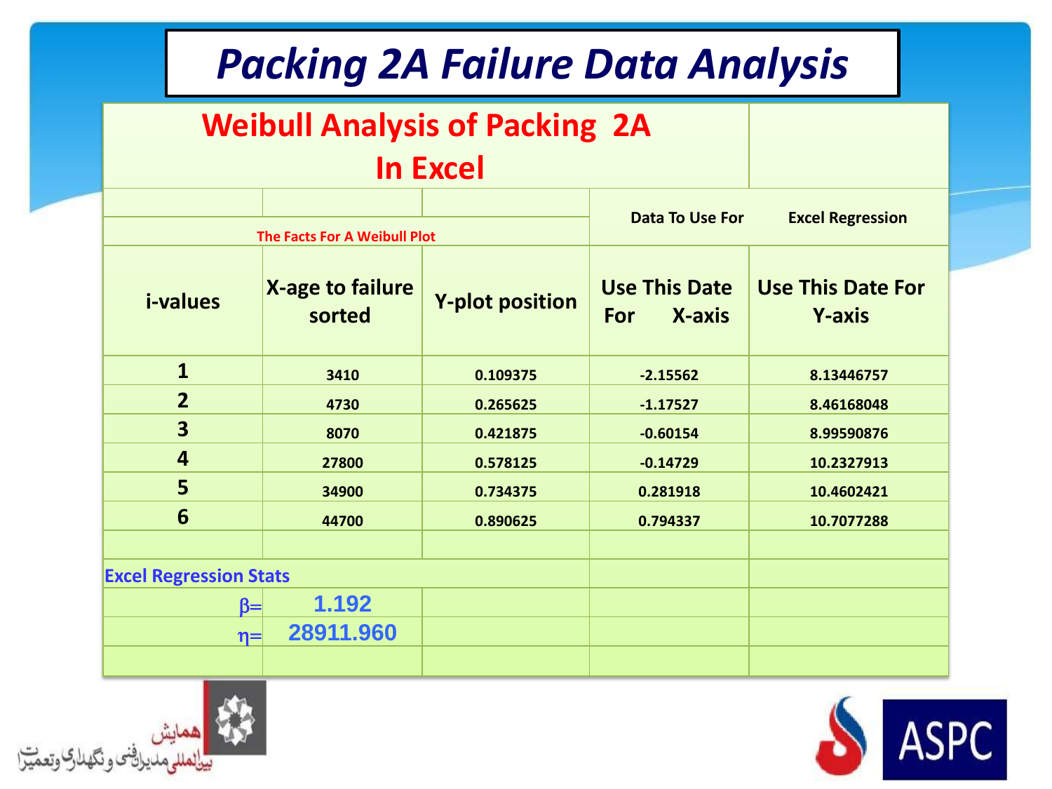# Packing 2A Failure Data Analysis

## Weibull Analysis of Packing 2A In Excel

| The Facts For A Weibull Plot | | | Data To Use For | Excel Regression |
|---|---|---|---|---|
| i-values | X-age to failure sorted | Y-plot position | Use This Date For X-axis | Use This Date For Y-axis |
| 1 | 3410 | 0.109375 | -2.15562 | 8.13446757 |
| 2 | 4730 | 0.265625 | -1.17527 | 8.46168048 |
| 3 | 8070 | 0.421875 | -0.60154 | 8.99590876 |
| 4 | 27800 | 0.578125 | -0.14729 | 10.2327913 |
| 5 | 34900 | 0.734375 | 0.281918 | 10.4602421 |
| 6 | 44700 | 0.890625 | 0.794337 | 10.7077288 |

**Excel Regression Stats**

$\beta =$ 1.192

$\eta =$ 28911.960

همایش بین‌المللی مدیران فنی و نگهداری و تعمیرات

ASPC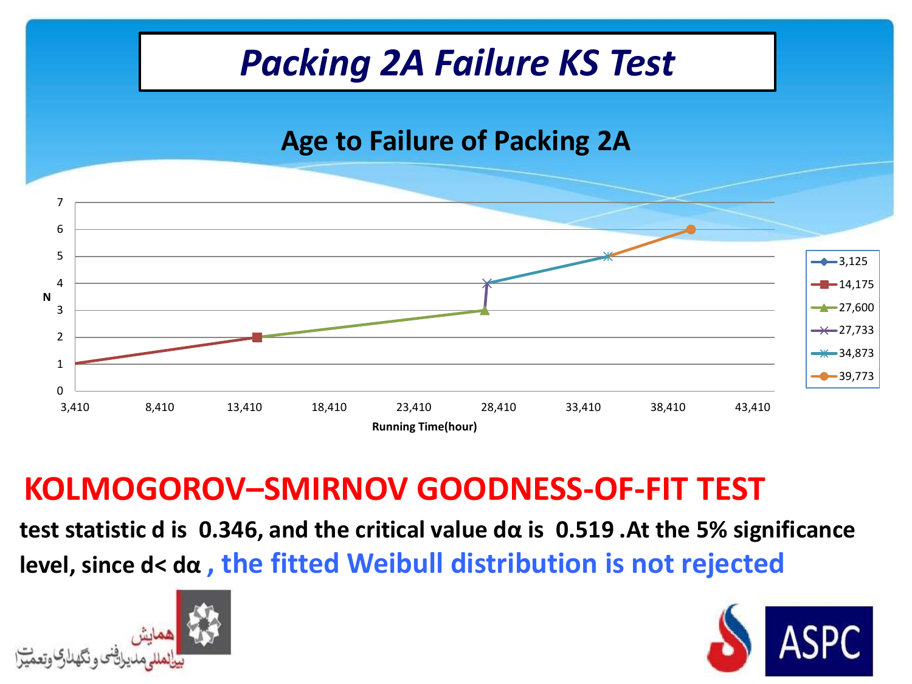# *Packing 2A Failure KS Test*

## Age to Failure of Packing 2A

| N | Running Time(hour) |
|---|---|
| 1 | 3,125 |
| 2 | 14,175 |
| 3 | 27,600 |
| 4 | 27,733 |
| 5 | 34,873 |
| 6 | 39,773 |

## KOLMOGOROV–SMIRNOV GOODNESS-OF-FIT TEST

**test statistic d is 0.346, and the critical value dα is 0.519 .At the 5% significance level, since d< dα , the fitted Weibull distribution is not rejected**

همایش بین‌المللی مدیران فنی و نگهداری و تعمیرات

ASPC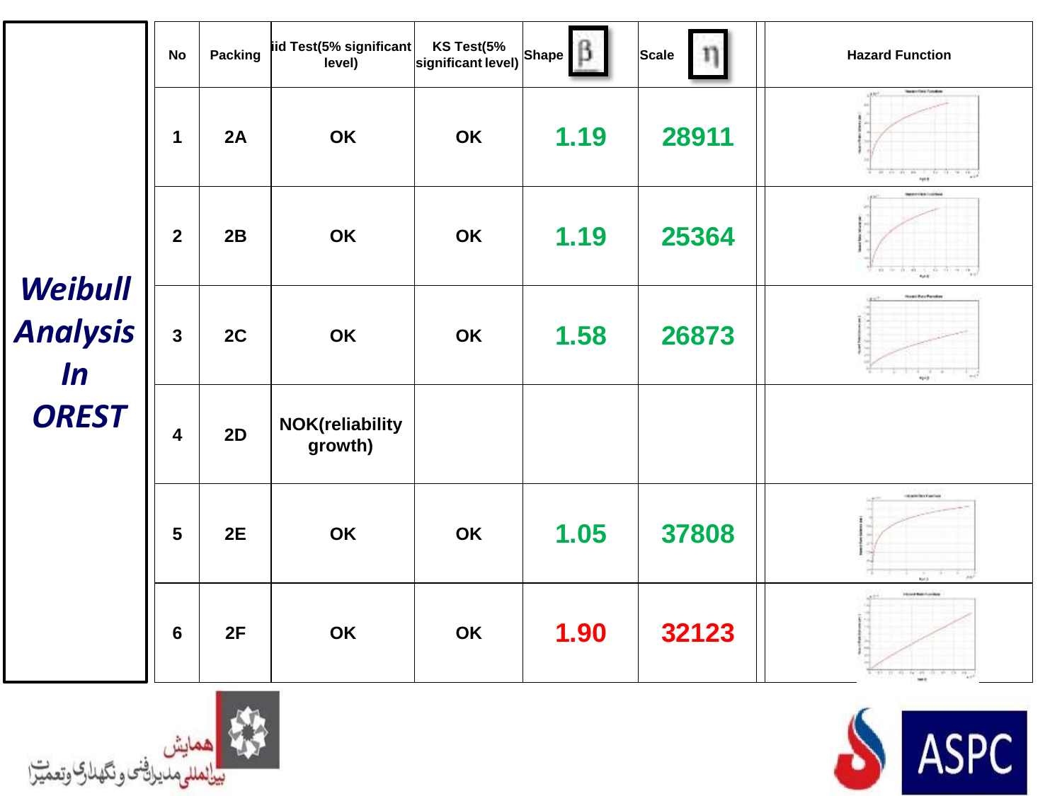# Weibull Analysis In OREST

| No | Packing | iid Test(5% significant level) | KS Test(5% significant level) | Shape $\beta$ | Scale $\eta$ | Hazard Function |
|---|---|---|---|---|---|---|
| 1 | 2A | OK | OK | 1.19 | 28911 | |
| 2 | 2B | OK | OK | 1.19 | 25364 | |
| 3 | 2C | OK | OK | 1.58 | 26873 | |
| 4 | 2D | NOK(reliability growth) | | | | |
| 5 | 2E | OK | OK | 1.05 | 37808 | |
| 6 | 2F | OK | OK | 1.90 | 32123 | |

همایش
بین‌المللی مدیران فنی و نگهداری وتعمیرات

ASPC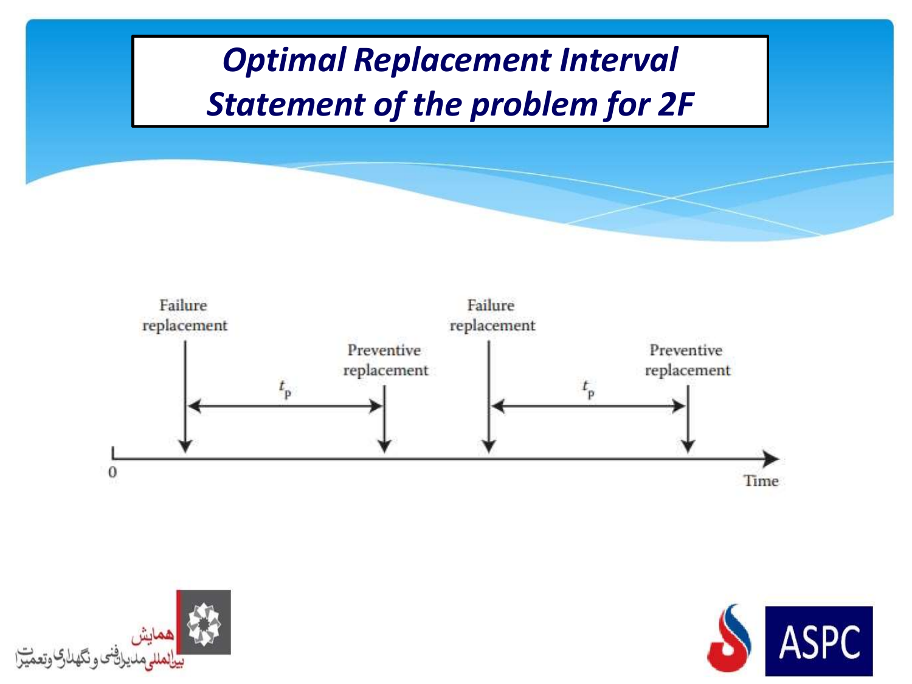# Optimal Replacement Interval
# Statement of the problem for 2F

Failure replacement

Preventive replacement

$t_p$

Failure replacement

Preventive replacement

$t_p$

0

Time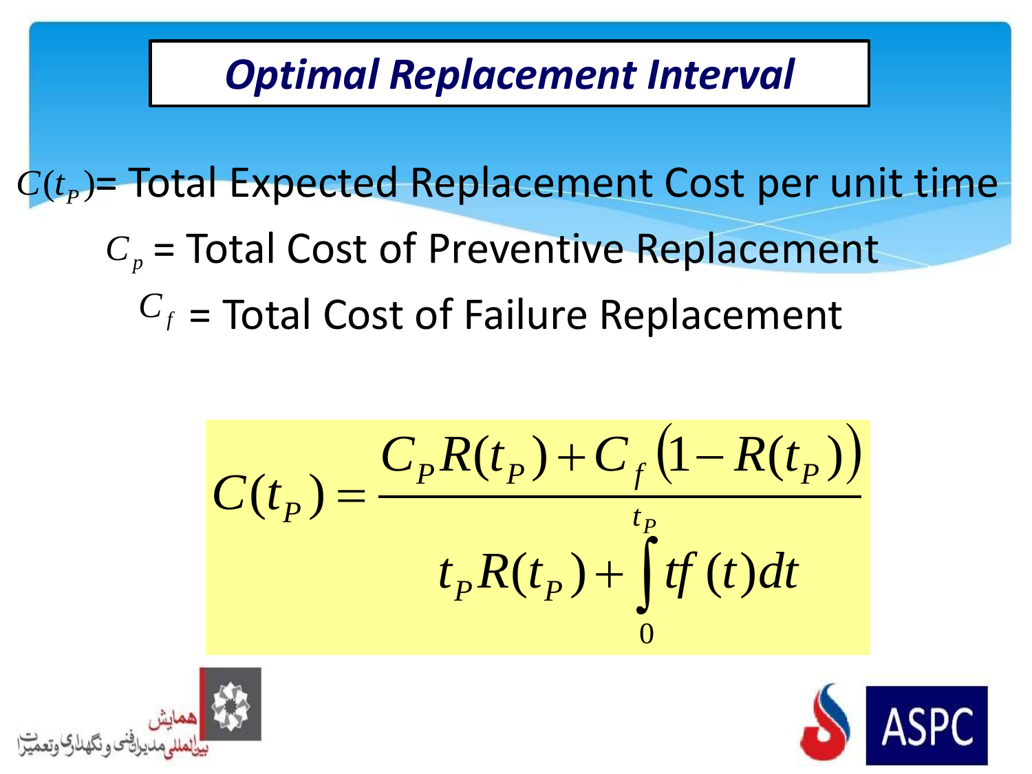# Optimal Replacement Interval

$C(t_P)$= Total Expected Replacement Cost per unit time

$C_p$ = Total Cost of Preventive Replacement

$C_f$ = Total Cost of Failure Replacement

$$C(t_P) = \frac{C_P R(t_P) + C_f \left(1 - R(t_P)\right)}{t_P R(t_P) + \int_0^{t_P} t f(t) dt}$$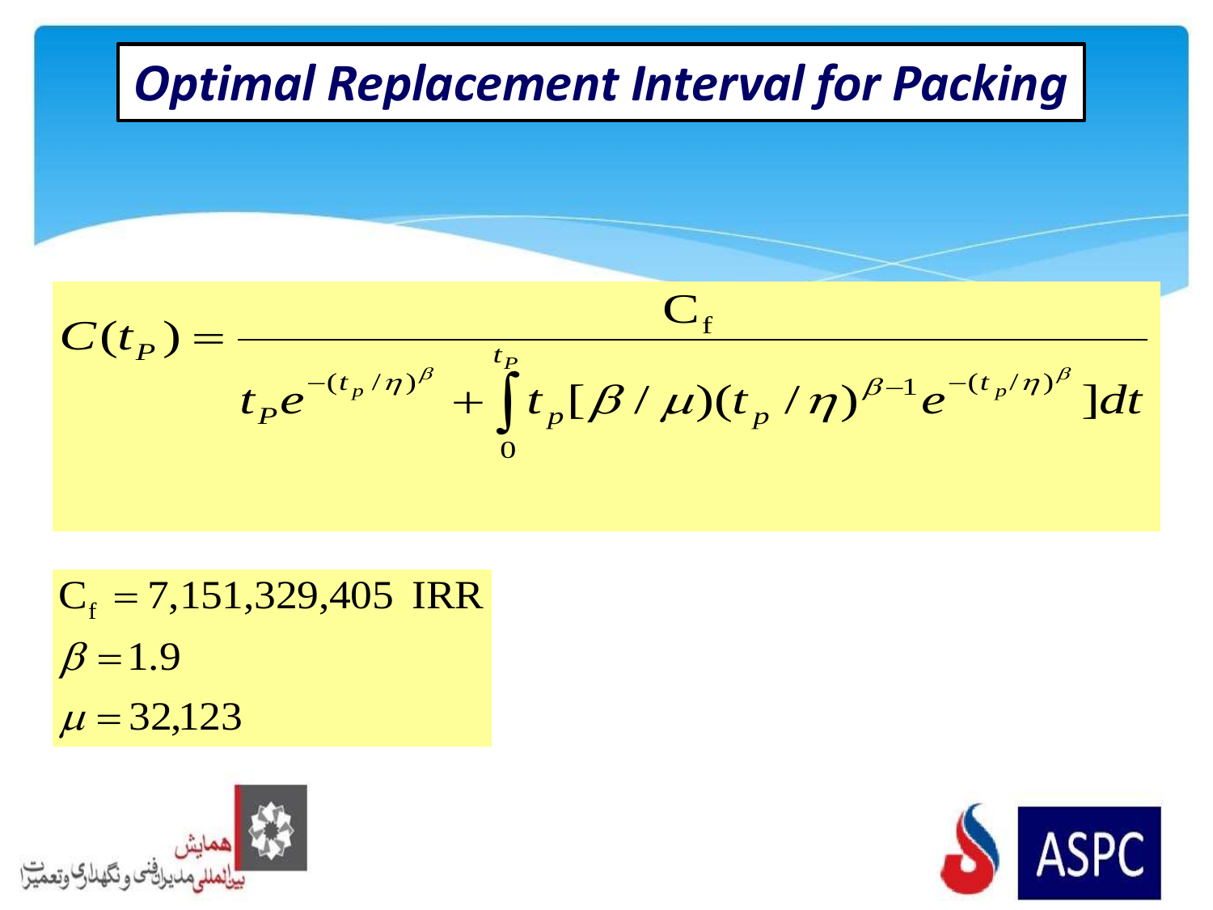# Optimal Replacement Interval for Packing

$$C(t_P) = \frac{\mathrm{C_f}}{t_P e^{-(t_p/\eta)^{\beta}} + \int_0^{t_P} t_p[\beta/\mu)(t_p/\eta)^{\beta-1} e^{-(t_p/\eta)^{\beta}}]dt}$$

$\mathrm{C_f} = 7{,}151{,}329{,}405 \ \mathrm{IRR}$

$\beta = 1.9$

$\mu = 32{,}123$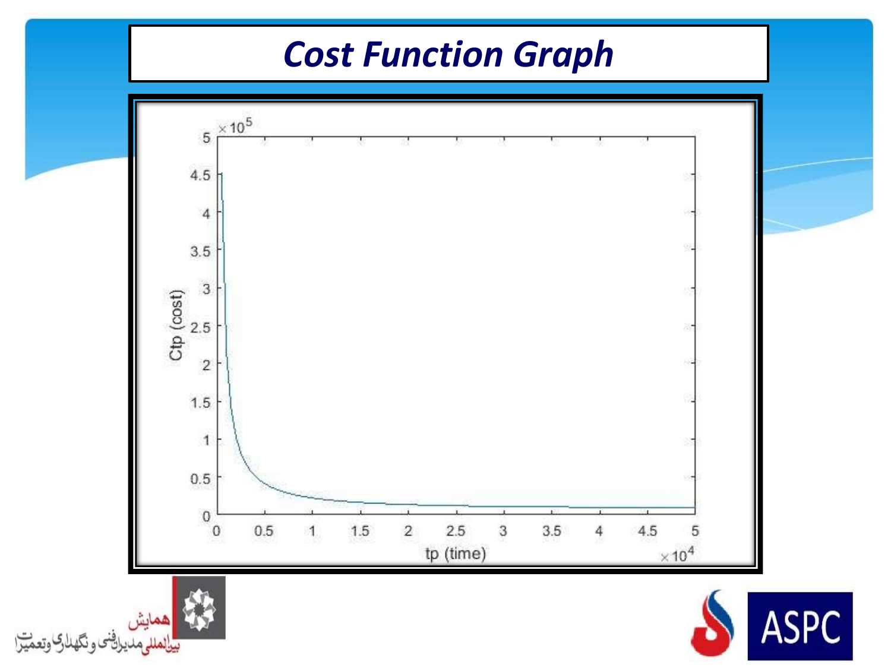# Cost Function Graph

Ctp (cost) $\times 10^5$: 0, 0.5, 1, 1.5, 2, 2.5, 3, 3.5, 4, 4.5, 5

tp (time) $\times 10^4$: 0, 0.5, 1, 1.5, 2, 2.5, 3, 3.5, 4, 4.5, 5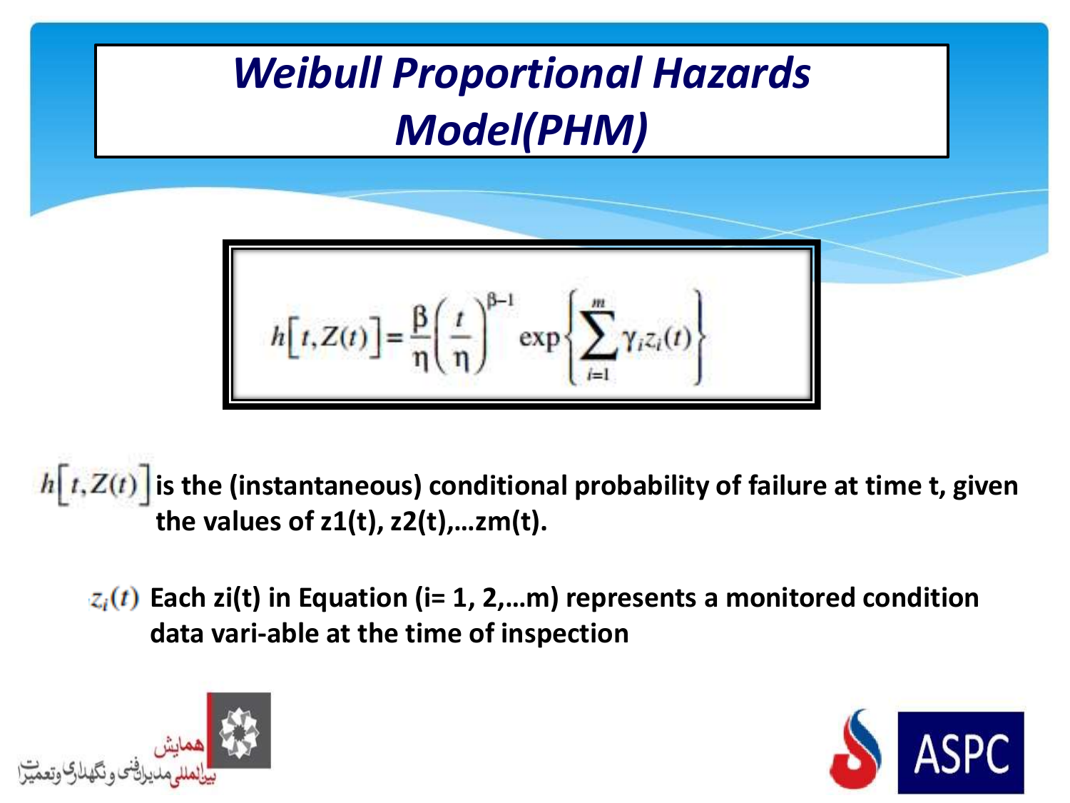# *Weibull Proportional Hazards Model(PHM)*

$$h[t, Z(t)] = \frac{\beta}{\eta}\left(\frac{t}{\eta}\right)^{\beta-1} \exp\left\{\sum_{i=1}^{m} \gamma_i z_i(t)\right\}$$

$h[t, Z(t)]$ **is the (instantaneous) conditional probability of failure at time t, given the values of z1(t), z2(t),…zm(t).**

$z_i(t)$ **Each zi(t) in Equation (i= 1, 2,…m) represents a monitored condition data vari-able at the time of inspection**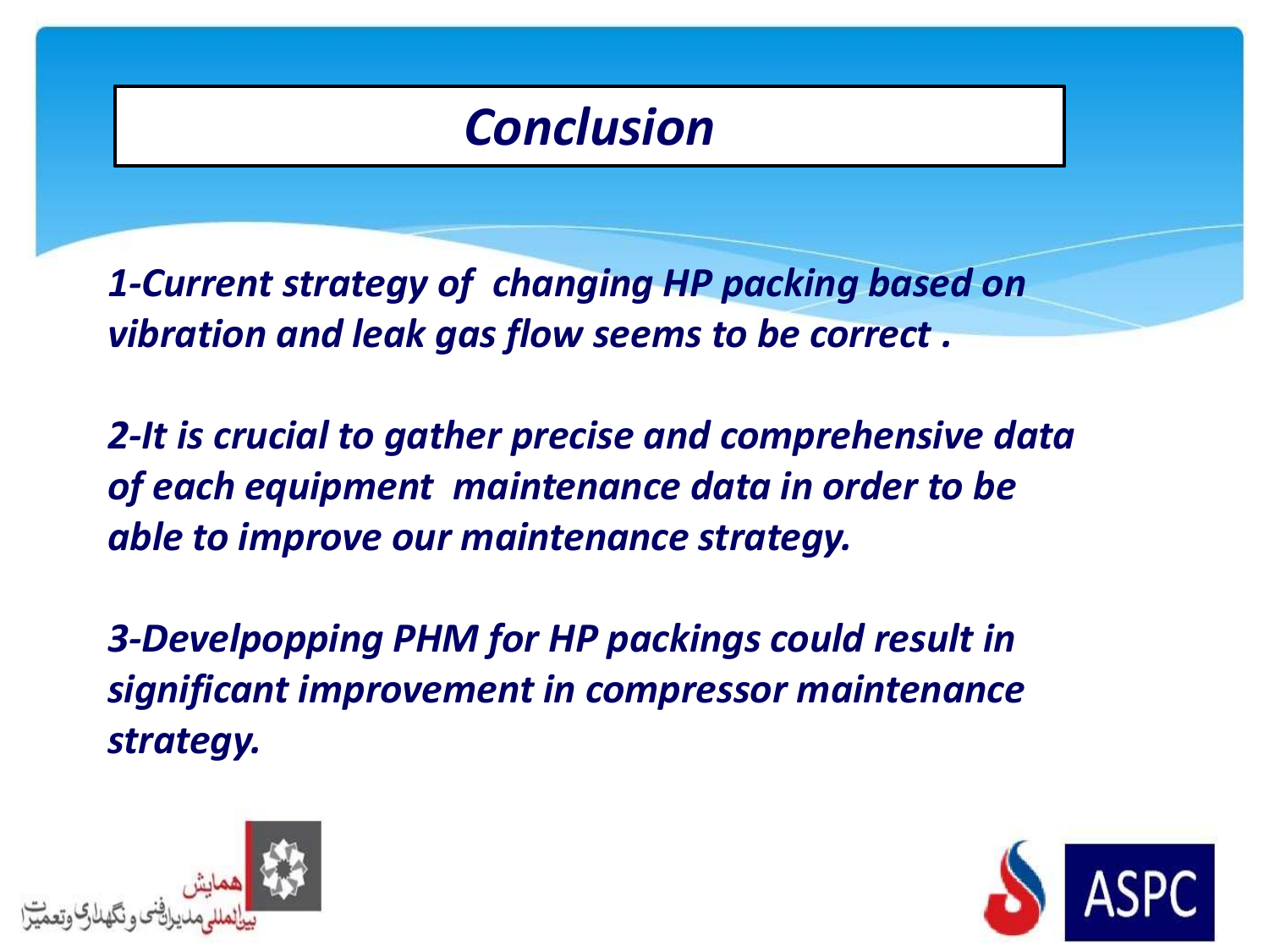# Conclusion

*1-Current strategy of  changing HP packing based on vibration and leak gas flow seems to be correct .*

*2-It is crucial to gather precise and comprehensive data of each equipment  maintenance data in order to be able to improve our maintenance strategy.*

*3-Develpopping PHM for HP packings could result in significant improvement in compressor maintenance strategy.*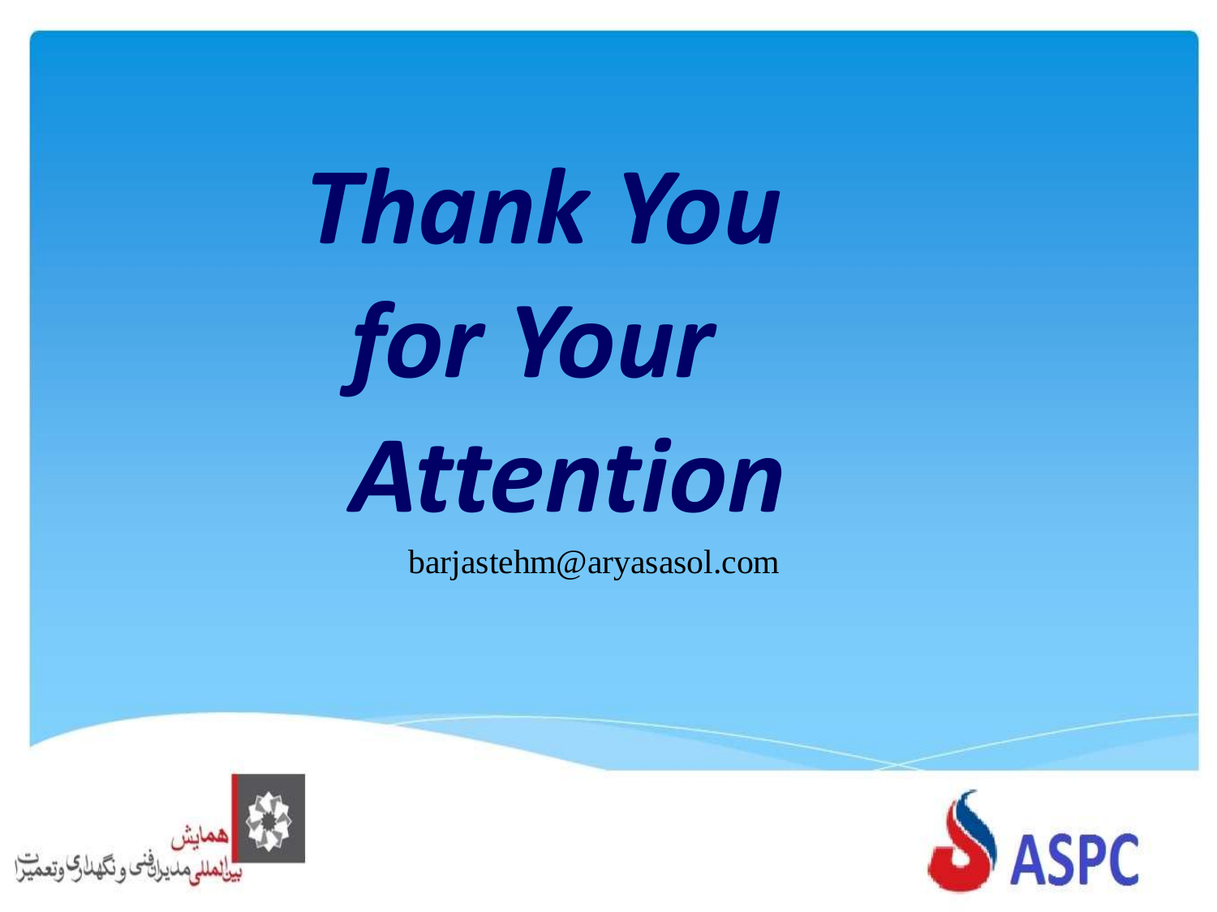# *Thank You for Your Attention*

barjastehm@aryasasol.com

همایش
بین‌المللی مدیران فنی و نگهداری و تعمیرات

ASPC